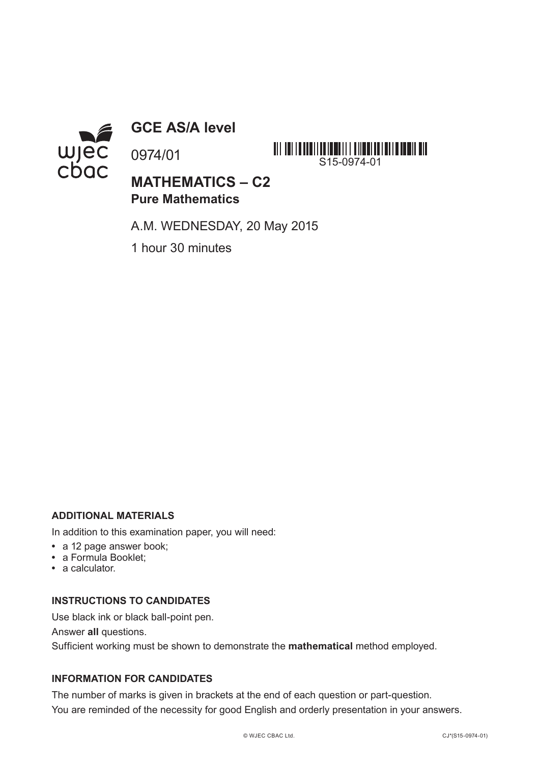# GCE AS/A level

0974/01

S15-0974-01

## MATHEMATICS – C2

**Pure Mathematics**

A.M. WEDNESDAY, 20 May 2015

1 hour 30 minutes

**ADDITIONAL MATERIALS**

In addition to this examination paper, you will need:

- a 12 page answer book;
- a Formula Booklet;
- a calculator.

**INSTRUCTIONS TO CANDIDATES**

Use black ink or black ball-point pen.

Answer **all** questions.

Sufficient working must be shown to demonstrate the **mathematical** method employed.

**INFORMATION FOR CANDIDATES**

The number of marks is given in brackets at the end of each question or part-question.

You are reminded of the necessity for good English and orderly presentation in your answers.

© WJEC CBAC Ltd. CJ*(S15-0974-01)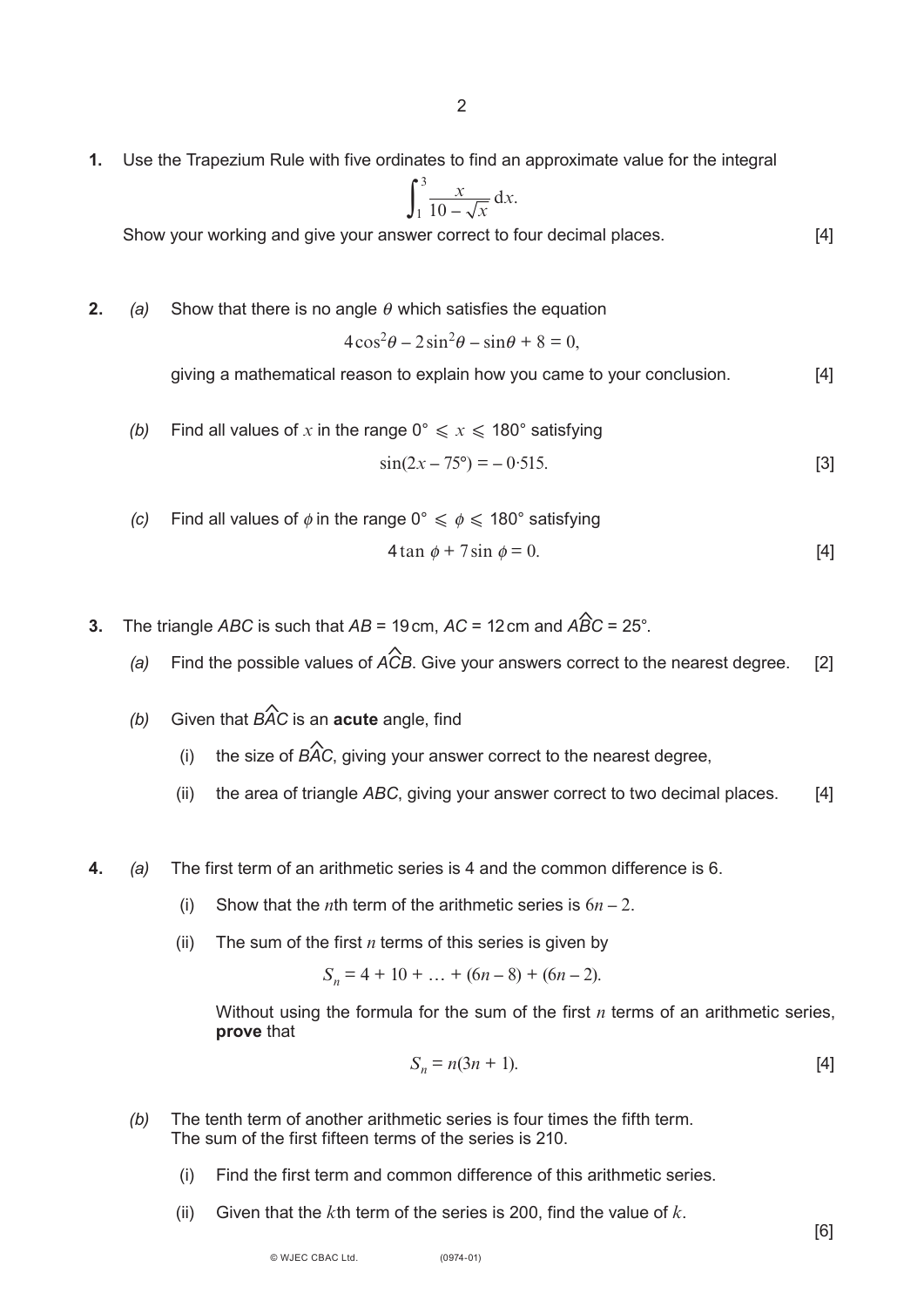**1.** Use the Trapezium Rule with five ordinates to find an approximate value for the integral

$$\int_1^3 \frac{x}{10 - \sqrt{x}}\,\mathrm{d}x.$$

Show your working and give your answer correct to four decimal places. [4]

**2.** *(a)* Show that there is no angle $\theta$ which satisfies the equation

$$4\cos^2\theta - 2\sin^2\theta - \sin\theta + 8 = 0,$$

giving a mathematical reason to explain how you came to your conclusion. [4]

*(b)* Find all values of $x$ in the range $0° \leqslant x \leqslant 180°$ satisfying

$$\sin(2x - 75°) = -0{\cdot}515.$$ [3]

*(c)* Find all values of $\phi$ in the range $0° \leqslant \phi \leqslant 180°$ satisfying

$$4\tan\phi + 7\sin\phi = 0.$$ [4]

**3.** The triangle *ABC* is such that *AB* = 19 cm, *AC* = 12 cm and $A\hat{B}C$ = 25°.

*(a)* Find the possible values of $A\hat{C}B$. Give your answers correct to the nearest degree. [2]

*(b)* Given that $B\hat{A}C$ is an **acute** angle, find

(i) the size of $B\hat{A}C$, giving your answer correct to the nearest degree,

(ii) the area of triangle *ABC*, giving your answer correct to two decimal places. [4]

**4.** *(a)* The first term of an arithmetic series is 4 and the common difference is 6.

(i) Show that the $n$th term of the arithmetic series is $6n - 2$.

(ii) The sum of the first $n$ terms of this series is given by

$$S_n = 4 + 10 + \ldots + (6n - 8) + (6n - 2).$$

Without using the formula for the sum of the first $n$ terms of an arithmetic series, **prove** that

$$S_n = n(3n + 1).$$ [4]

*(b)* The tenth term of another arithmetic series is four times the fifth term.
The sum of the first fifteen terms of the series is 210.

(i) Find the first term and common difference of this arithmetic series.

(ii) Given that the $k$th term of the series is 200, find the value of $k$.

[6]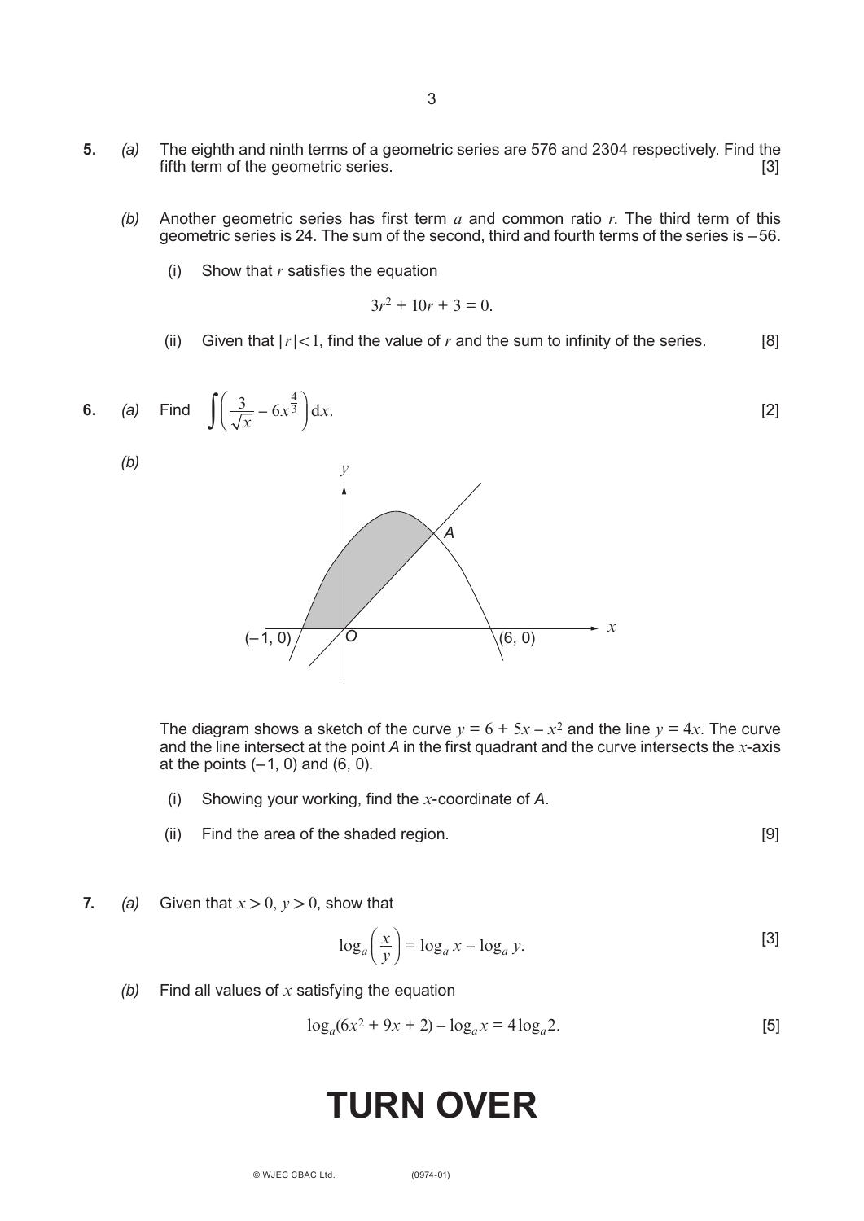**5.** *(a)* The eighth and ninth terms of a geometric series are 576 and 2304 respectively. Find the fifth term of the geometric series. [3]

*(b)* Another geometric series has first term $a$ and common ratio $r$. The third term of this geometric series is 24. The sum of the second, third and fourth terms of the series is –56.

(i) Show that $r$ satisfies the equation

$$3r^2 + 10r + 3 = 0.$$

(ii) Given that $|r| < 1$, find the value of $r$ and the sum to infinity of the series. [8]

**6.** *(a)* Find $\displaystyle\int \left( \frac{3}{\sqrt{x}} - 6x^{\frac{4}{3}} \right) \mathrm{d}x.$ [2]

*(b)*

The diagram shows a sketch of the curve $y = 6 + 5x - x^2$ and the line $y = 4x$. The curve and the line intersect at the point *A* in the first quadrant and the curve intersects the $x$-axis at the points $(-1, 0)$ and $(6, 0)$.

(i) Showing your working, find the $x$-coordinate of *A*.

(ii) Find the area of the shaded region. [9]

**7.** *(a)* Given that $x > 0$, $y > 0$, show that

$$\log_a\left(\frac{x}{y}\right) = \log_a x - \log_a y.$$ [3]

*(b)* Find all values of $x$ satisfying the equation

$$\log_a(6x^2 + 9x + 2) - \log_a x = 4\log_a 2.$$ [5]

# TURN OVER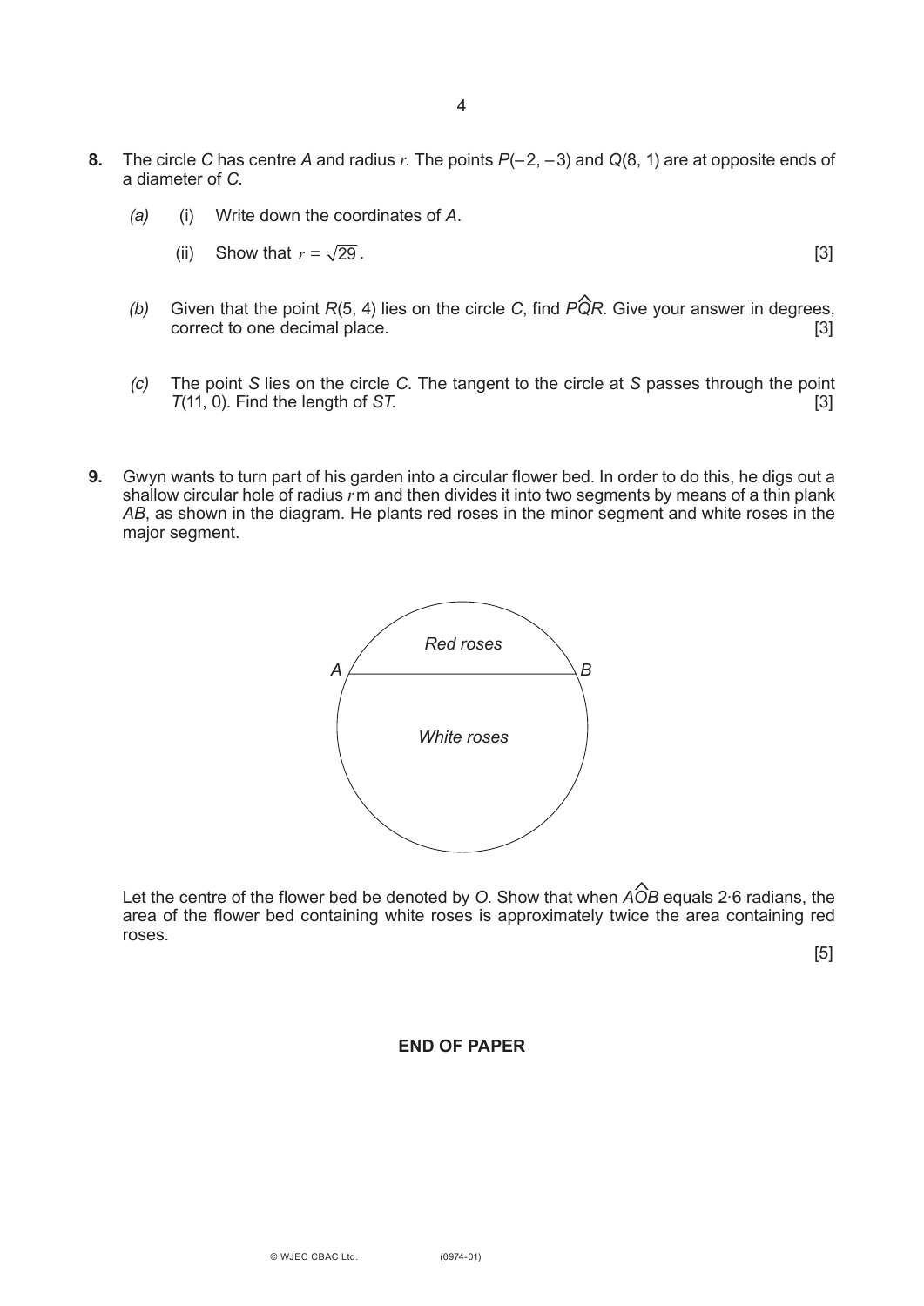**8.** The circle $C$ has centre $A$ and radius $r$. The points $P(-2, -3)$ and $Q(8, 1)$ are at opposite ends of a diameter of $C$.

*(a)* (i) Write down the coordinates of $A$.

(ii) Show that $r = \sqrt{29}$. [3]

*(b)* Given that the point $R(5, 4)$ lies on the circle $C$, find $P\hat{Q}R$. Give your answer in degrees, correct to one decimal place. [3]

*(c)* The point $S$ lies on the circle $C$. The tangent to the circle at $S$ passes through the point $T(11, 0)$. Find the length of $ST$. [3]

**9.** Gwyn wants to turn part of his garden into a circular flower bed. In order to do this, he digs out a shallow circular hole of radius $r$ m and then divides it into two segments by means of a thin plank $AB$, as shown in the diagram. He plants red roses in the minor segment and white roses in the major segment.

*Red roses*

$A$ $B$

*White roses*

Let the centre of the flower bed be denoted by $O$. Show that when $A\hat{O}B$ equals 2·6 radians, the area of the flower bed containing white roses is approximately twice the area containing red roses.

[5]

**END OF PAPER**